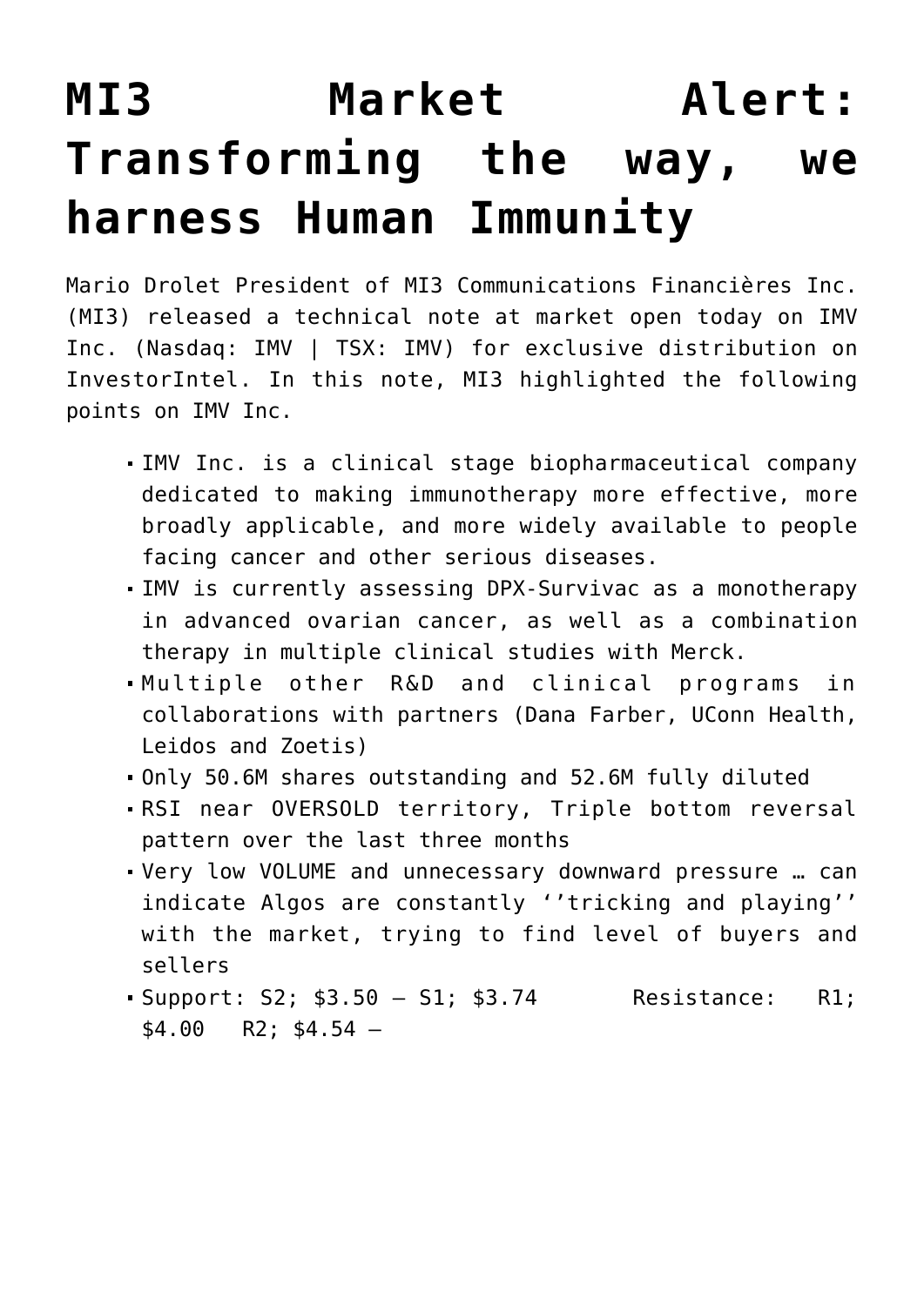# MI3 Market Alert: Transforming the way, we harness Human Immunity

Mario Drolet President of MI3 Communications Financières Inc. (MI3) released a technical note at market open today on IMV Inc. (Nasdaq: IMV | TSX: IMV) for exclusive distribution on InvestorIntel. In this note, MI3 highlighted the following points on IMV Inc.

- IMV Inc. is a clinical stage biopharmaceutical company dedicated to making immunotherapy more effective, more broadly applicable, and more widely available to people facing cancer and other serious diseases.
- IMV is currently assessing DPX-Survivac as a monotherapy in advanced ovarian cancer, as well as a combination therapy in multiple clinical studies with Merck.
- Multiple other R&D and clinical programs in collaborations with partners (Dana Farber, UConn Health, Leidos and Zoetis)
- Only 50.6M shares outstanding and 52.6M fully diluted
- RSI near OVERSOLD territory, Triple bottom reversal pattern over the last three months
- Very low VOLUME and unnecessary downward pressure … can indicate Algos are constantly ‘’tricking and playing’’ with the market, trying to find level of buyers and sellers
- Support: S2; $3.50 – S1; $3.74 Resistance: R1; $4.00 R2; $4.54 –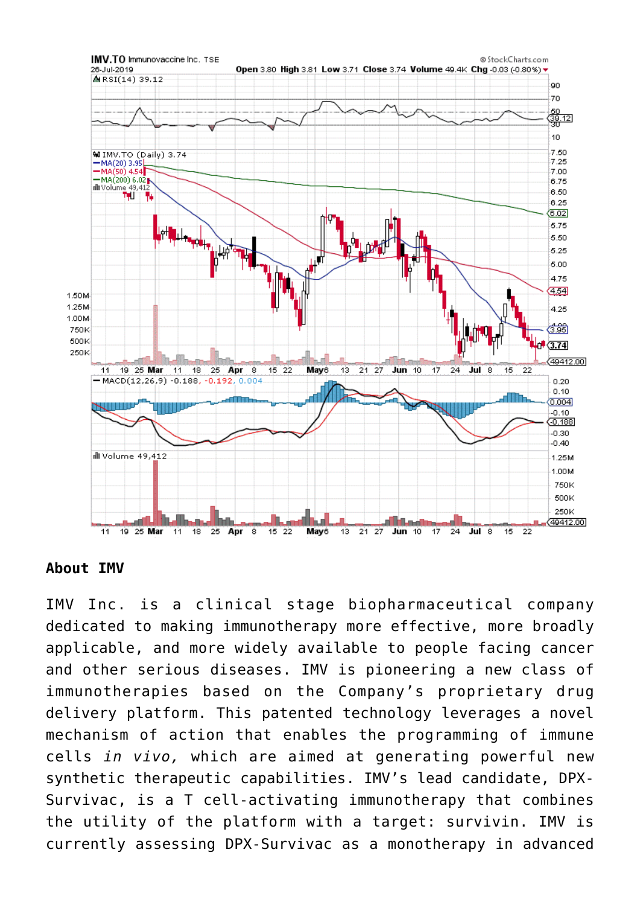## About IMV

IMV Inc. is a clinical stage biopharmaceutical company dedicated to making immunotherapy more effective, more broadly applicable, and more widely available to people facing cancer and other serious diseases. IMV is pioneering a new class of immunotherapies based on the Company's proprietary drug delivery platform. This patented technology leverages a novel mechanism of action that enables the programming of immune cells *in vivo*, which are aimed at generating powerful new synthetic therapeutic capabilities. IMV's lead candidate, DPX-Survivac, is a T cell-activating immunotherapy that combines the utility of the platform with a target: survivin. IMV is currently assessing DPX-Survivac as a monotherapy in advanced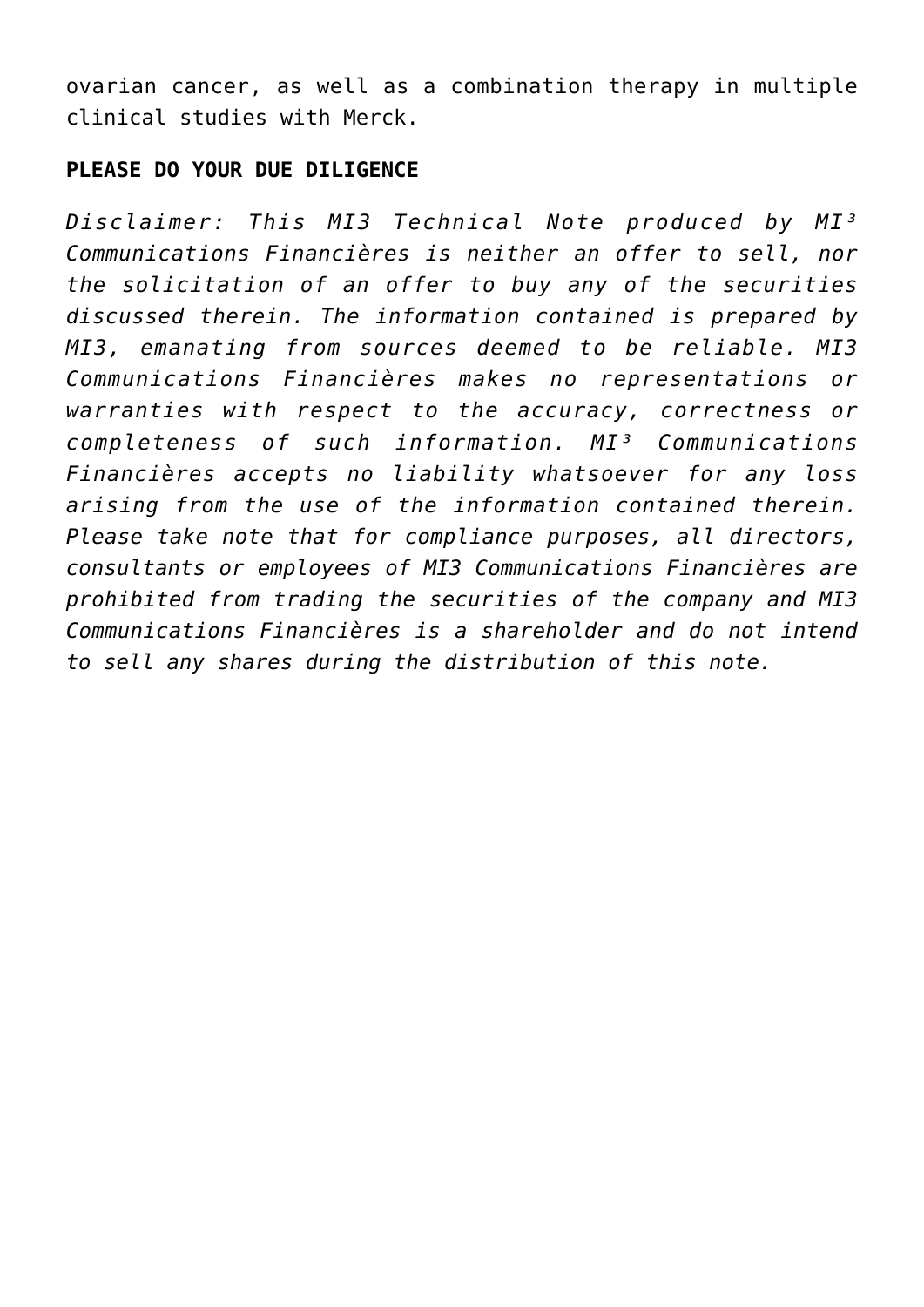ovarian cancer, as well as a combination therapy in multiple clinical studies with Merck.

**PLEASE DO YOUR DUE DILIGENCE**

*Disclaimer: This MI3 Technical Note produced by MI³ Communications Financières is neither an offer to sell, nor the solicitation of an offer to buy any of the securities discussed therein. The information contained is prepared by MI3, emanating from sources deemed to be reliable. MI3 Communications Financières makes no representations or warranties with respect to the accuracy, correctness or completeness of such information. MI³ Communications Financières accepts no liability whatsoever for any loss arising from the use of the information contained therein. Please take note that for compliance purposes, all directors, consultants or employees of MI3 Communications Financières are prohibited from trading the securities of the company and MI3 Communications Financières is a shareholder and do not intend to sell any shares during the distribution of this note.*